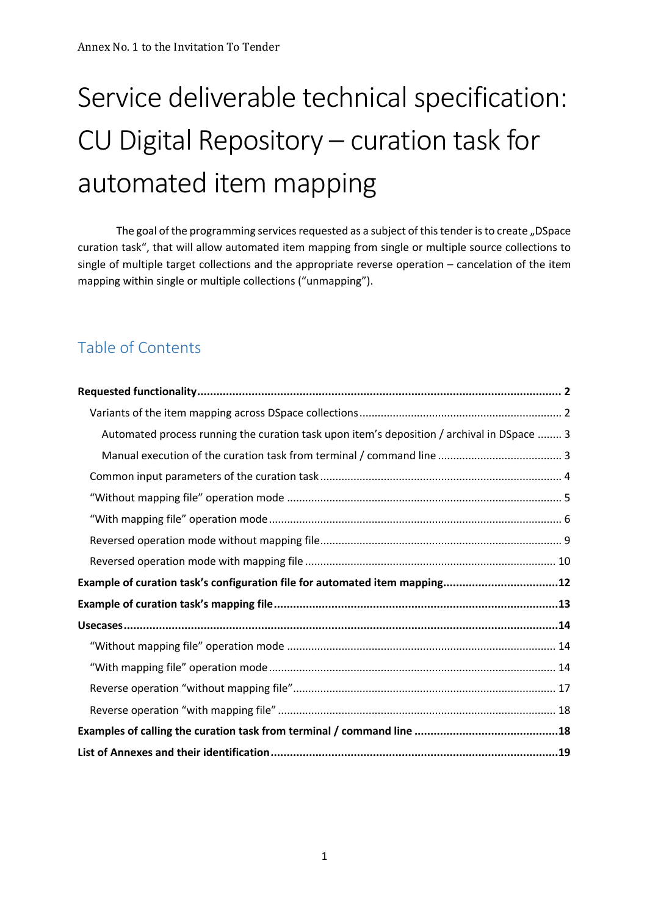Annex No. 1 to the Invitation To Tender

# Service deliverable technical specification: CU Digital Repository – curation task for automated item mapping

The goal of the programming services requested as a subject of this tender is to create „DSpace curation task“, that will allow automated item mapping from single or multiple source collections to single of multiple target collections and the appropriate reverse operation – cancelation of the item mapping within single or multiple collections ("unmapping").

## Table of Contents

**Requested functionality .......... 2**

- Variants of the item mapping across DSpace collections .......... 2
  - Automated process running the curation task upon item's deposition / archival in DSpace .......... 3
  - Manual execution of the curation task from terminal / command line .......... 3
- Common input parameters of the curation task .......... 4
- "Without mapping file" operation mode .......... 5
- "With mapping file" operation mode .......... 6
- Reversed operation mode without mapping file .......... 9
- Reversed operation mode with mapping file .......... 10

**Example of curation task's configuration file for automated item mapping .......... 12**

**Example of curation task's mapping file .......... 13**

**Usecases .......... 14**

- "Without mapping file" operation mode .......... 14
- "With mapping file" operation mode .......... 14
- Reverse operation "without mapping file" .......... 17
- Reverse operation "with mapping file" .......... 18

**Examples of calling the curation task from terminal / command line .......... 18**

**List of Annexes and their identification .......... 19**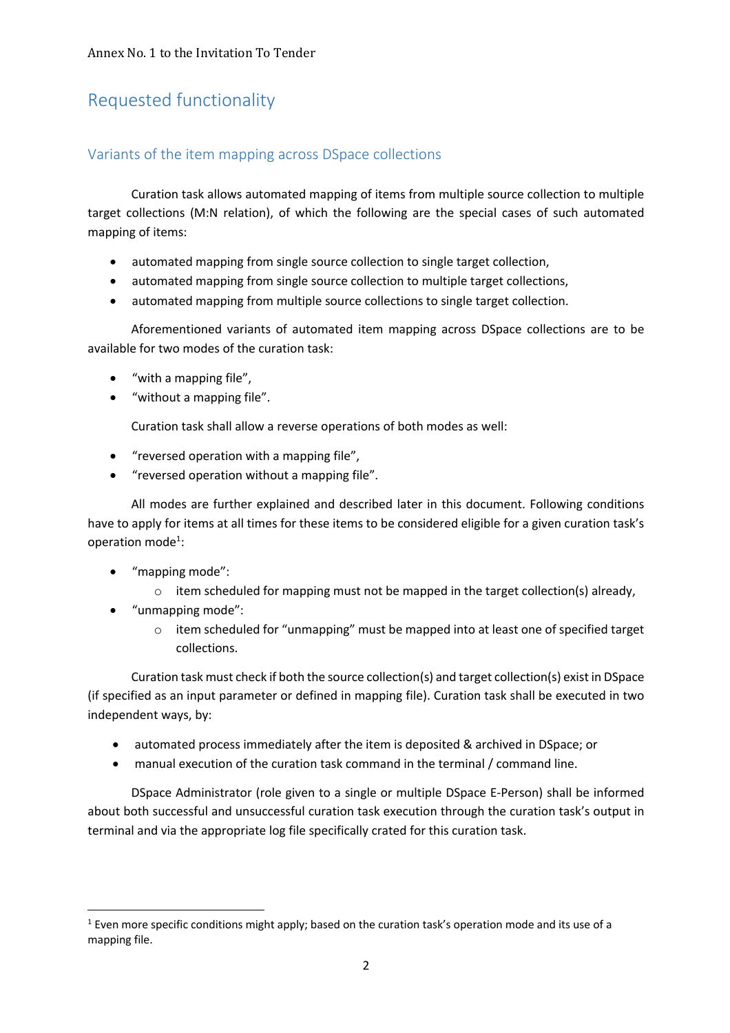# Requested functionality

## Variants of the item mapping across DSpace collections

Curation task allows automated mapping of items from multiple source collection to multiple target collections (M:N relation), of which the following are the special cases of such automated mapping of items:

- automated mapping from single source collection to single target collection,
- automated mapping from single source collection to multiple target collections,
- automated mapping from multiple source collections to single target collection.

Aforementioned variants of automated item mapping across DSpace collections are to be available for two modes of the curation task:

- "with a mapping file",
- "without a mapping file".

Curation task shall allow a reverse operations of both modes as well:

- "reversed operation with a mapping file",
- "reversed operation without a mapping file".

All modes are further explained and described later in this document. Following conditions have to apply for items at all times for these items to be considered eligible for a given curation task's operation mode[1]:

- "mapping mode":
  - item scheduled for mapping must not be mapped in the target collection(s) already,
- "unmapping mode":
  - item scheduled for "unmapping" must be mapped into at least one of specified target collections.

Curation task must check if both the source collection(s) and target collection(s) exist in DSpace (if specified as an input parameter or defined in mapping file). Curation task shall be executed in two independent ways, by:

- automated process immediately after the item is deposited & archived in DSpace; or
- manual execution of the curation task command in the terminal / command line.

DSpace Administrator (role given to a single or multiple DSpace E-Person) shall be informed about both successful and unsuccessful curation task execution through the curation task's output in terminal and via the appropriate log file specifically crated for this curation task.

---

[1] Even more specific conditions might apply; based on the curation task's operation mode and its use of a mapping file.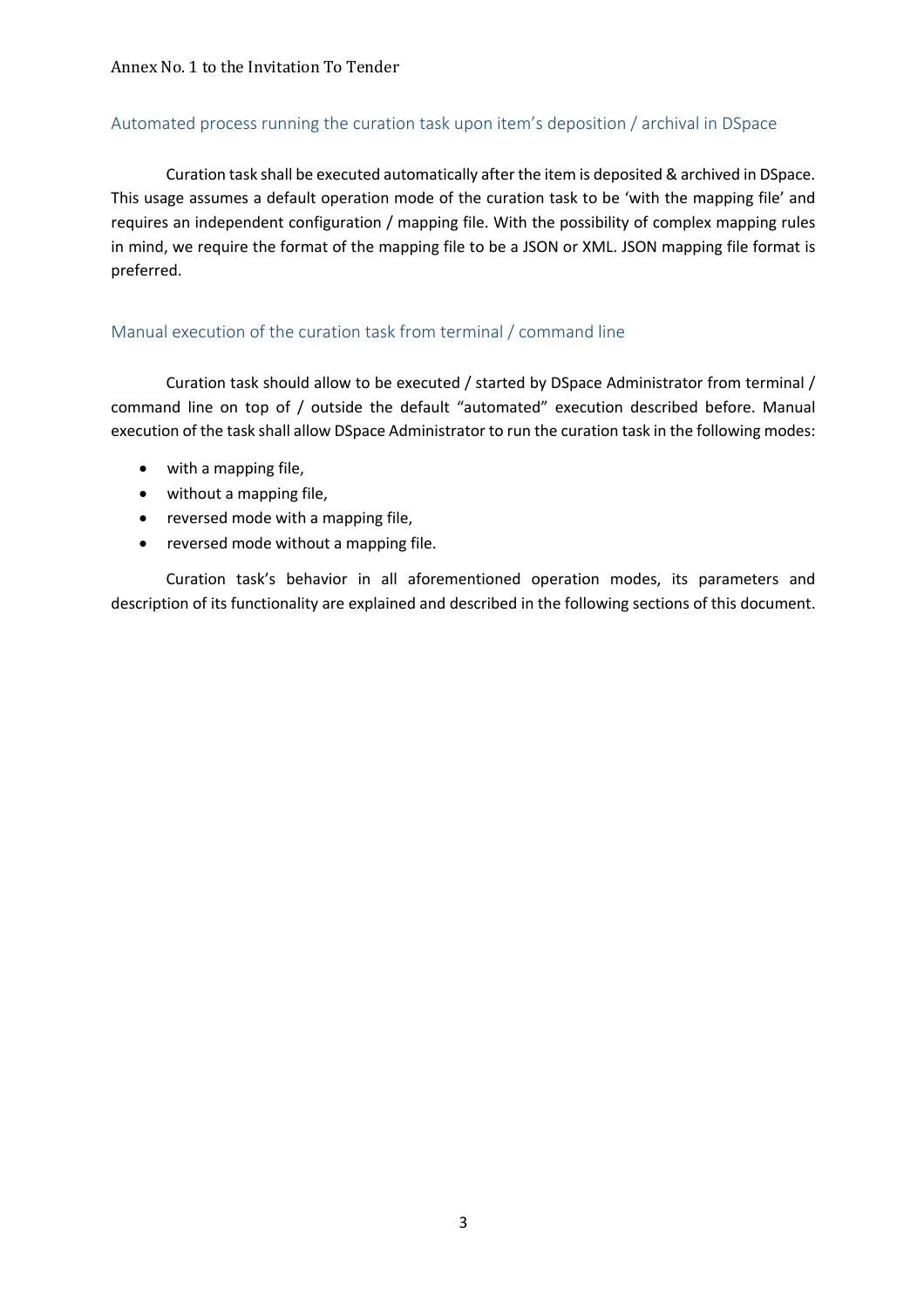## Automated process running the curation task upon item's deposition / archival in DSpace

Curation task shall be executed automatically after the item is deposited & archived in DSpace. This usage assumes a default operation mode of the curation task to be 'with the mapping file' and requires an independent configuration / mapping file. With the possibility of complex mapping rules in mind, we require the format of the mapping file to be a JSON or XML. JSON mapping file format is preferred.

## Manual execution of the curation task from terminal / command line

Curation task should allow to be executed / started by DSpace Administrator from terminal / command line on top of / outside the default "automated" execution described before. Manual execution of the task shall allow DSpace Administrator to run the curation task in the following modes:

- with a mapping file,
- without a mapping file,
- reversed mode with a mapping file,
- reversed mode without a mapping file.

Curation task's behavior in all aforementioned operation modes, its parameters and description of its functionality are explained and described in the following sections of this document.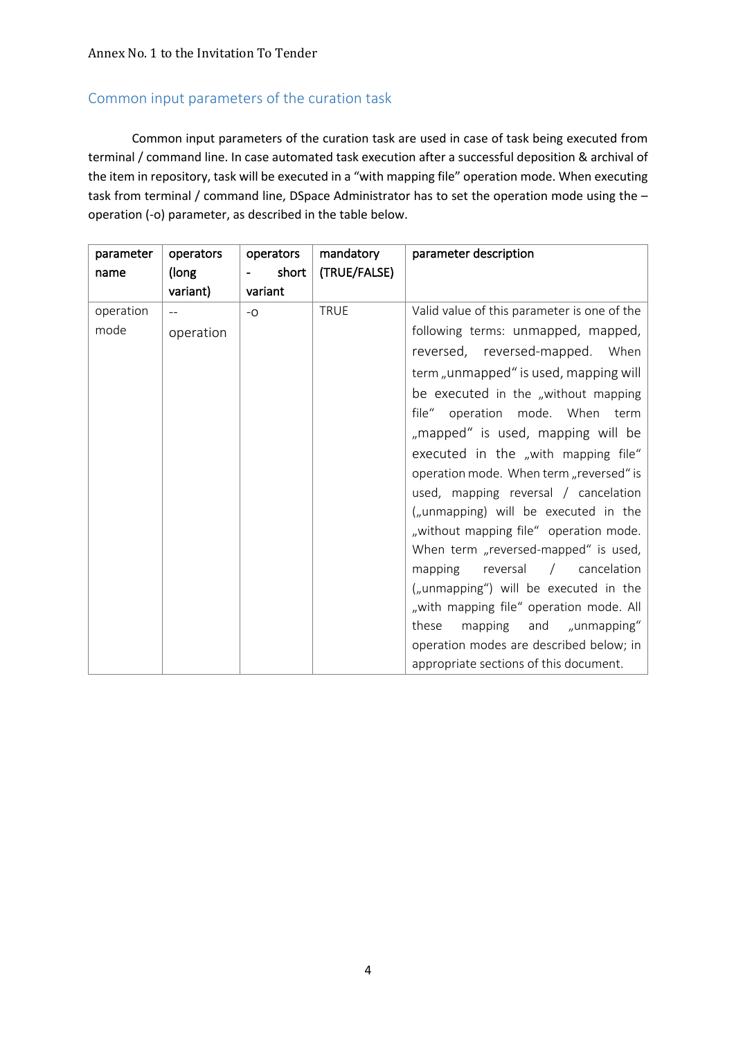## Common input parameters of the curation task

Common input parameters of the curation task are used in case of task being executed from terminal / command line. In case automated task execution after a successful deposition & archival of the item in repository, task will be executed in a "with mapping file" operation mode. When executing task from terminal / command line, DSpace Administrator has to set the operation mode using the –operation (-o) parameter, as described in the table below.

| parameter name | operators (long variant) | operators - short variant | mandatory (TRUE/FALSE) | parameter description |
|---|---|---|---|---|
| operation mode | --operation | -o | TRUE | Valid value of this parameter is one of the following terms: unmapped, mapped, reversed, reversed-mapped. When term „unmapped" is used, mapping will be executed in the „without mapping file" operation mode. When term „mapped" is used, mapping will be executed in the „with mapping file" operation mode. When term „reversed" is used, mapping reversal / cancelation („unmapping) will be executed in the „without mapping file" operation mode. When term „reversed-mapped" is used, mapping reversal / cancelation („unmapping") will be executed in the „with mapping file" operation mode. All these mapping and „unmapping" operation modes are described below; in appropriate sections of this document. |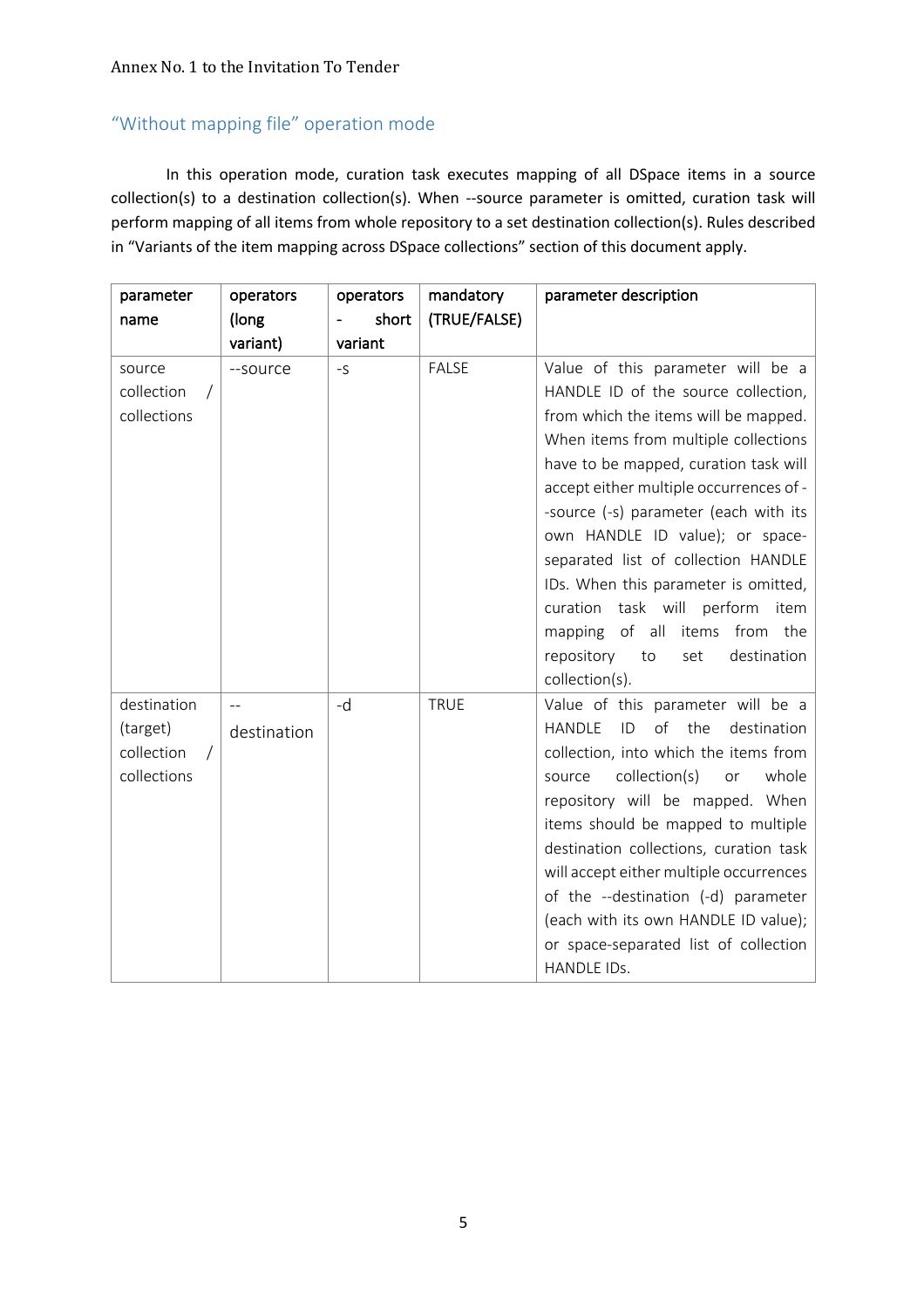## "Without mapping file" operation mode

In this operation mode, curation task executes mapping of all DSpace items in a source collection(s) to a destination collection(s). When --source parameter is omitted, curation task will perform mapping of all items from whole repository to a set destination collection(s). Rules described in "Variants of the item mapping across DSpace collections" section of this document apply.

| parameter name | operators (long variant) | operators - short variant | mandatory (TRUE/FALSE) | parameter description |
|---|---|---|---|---|
| source collection / collections | --source | -s | FALSE | Value of this parameter will be a HANDLE ID of the source collection, from which the items will be mapped. When items from multiple collections have to be mapped, curation task will accept either multiple occurrences of --source (-s) parameter (each with its own HANDLE ID value); or space-separated list of collection HANDLE IDs. When this parameter is omitted, curation task will perform item mapping of all items from the repository to set destination collection(s). |
| destination (target) collection / collections | --destination | -d | TRUE | Value of this parameter will be a HANDLE ID of the destination collection, into which the items from source collection(s) or whole repository will be mapped. When items should be mapped to multiple destination collections, curation task will accept either multiple occurrences of the --destination (-d) parameter (each with its own HANDLE ID value); or space-separated list of collection HANDLE IDs. |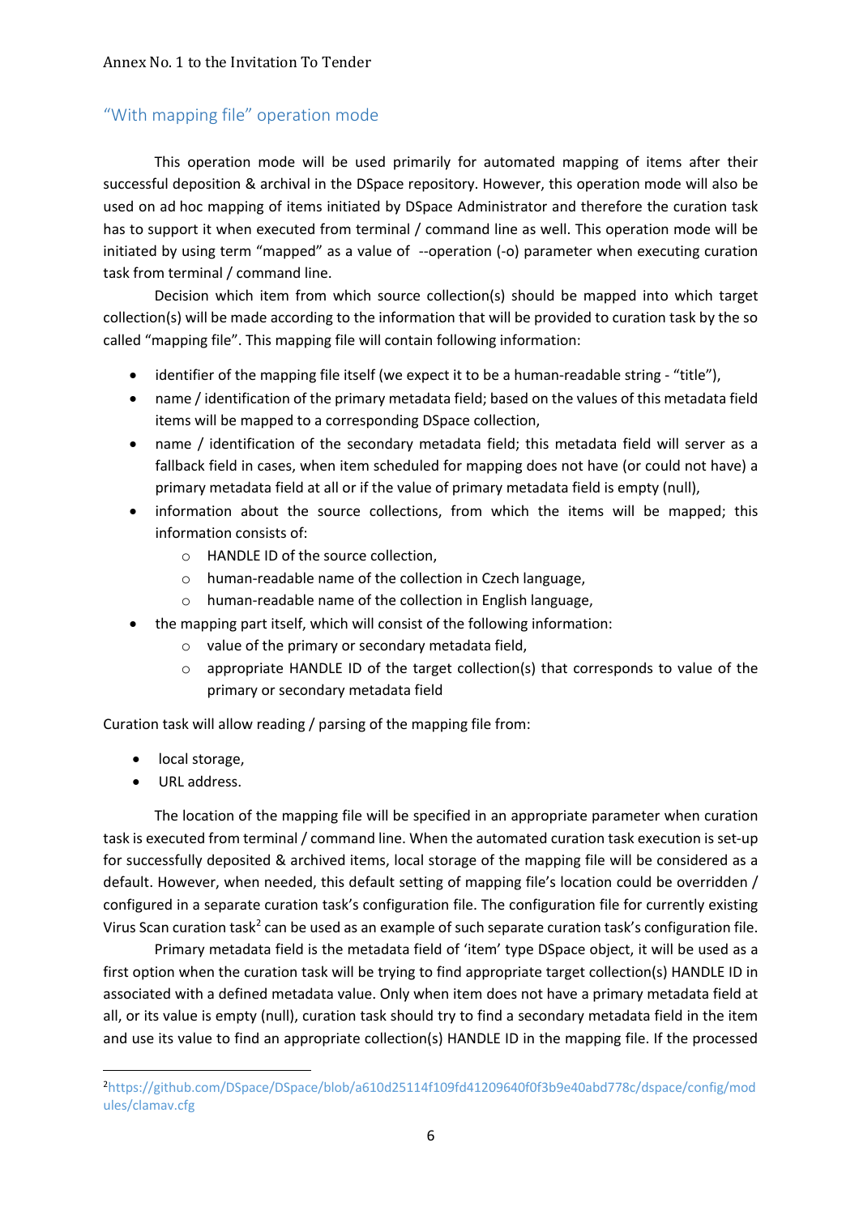## "With mapping file" operation mode

This operation mode will be used primarily for automated mapping of items after their successful deposition & archival in the DSpace repository. However, this operation mode will also be used on ad hoc mapping of items initiated by DSpace Administrator and therefore the curation task has to support it when executed from terminal / command line as well. This operation mode will be initiated by using term "mapped" as a value of --operation (-o) parameter when executing curation task from terminal / command line.

Decision which item from which source collection(s) should be mapped into which target collection(s) will be made according to the information that will be provided to curation task by the so called "mapping file". This mapping file will contain following information:

- identifier of the mapping file itself (we expect it to be a human-readable string - "title"),
- name / identification of the primary metadata field; based on the values of this metadata field items will be mapped to a corresponding DSpace collection,
- name / identification of the secondary metadata field; this metadata field will server as a fallback field in cases, when item scheduled for mapping does not have (or could not have) a primary metadata field at all or if the value of primary metadata field is empty (null),
- information about the source collections, from which the items will be mapped; this information consists of:
    - HANDLE ID of the source collection,
    - human-readable name of the collection in Czech language,
    - human-readable name of the collection in English language,
- the mapping part itself, which will consist of the following information:
    - value of the primary or secondary metadata field,
    - appropriate HANDLE ID of the target collection(s) that corresponds to value of the primary or secondary metadata field

Curation task will allow reading / parsing of the mapping file from:

- local storage,
- URL address.

The location of the mapping file will be specified in an appropriate parameter when curation task is executed from terminal / command line. When the automated curation task execution is set-up for successfully deposited & archived items, local storage of the mapping file will be considered as a default. However, when needed, this default setting of mapping file's location could be overridden / configured in a separate curation task's configuration file. The configuration file for currently existing Virus Scan curation task[2] can be used as an example of such separate curation task's configuration file.

Primary metadata field is the metadata field of 'item' type DSpace object, it will be used as a first option when the curation task will be trying to find appropriate target collection(s) HANDLE ID in associated with a defined metadata value. Only when item does not have a primary metadata field at all, or its value is empty (null), curation task should try to find a secondary metadata field in the item and use its value to find an appropriate collection(s) HANDLE ID in the mapping file. If the processed

[2] https://github.com/DSpace/DSpace/blob/a610d25114f109fd41209640f0f3b9e40abd778c/dspace/config/modules/clamav.cfg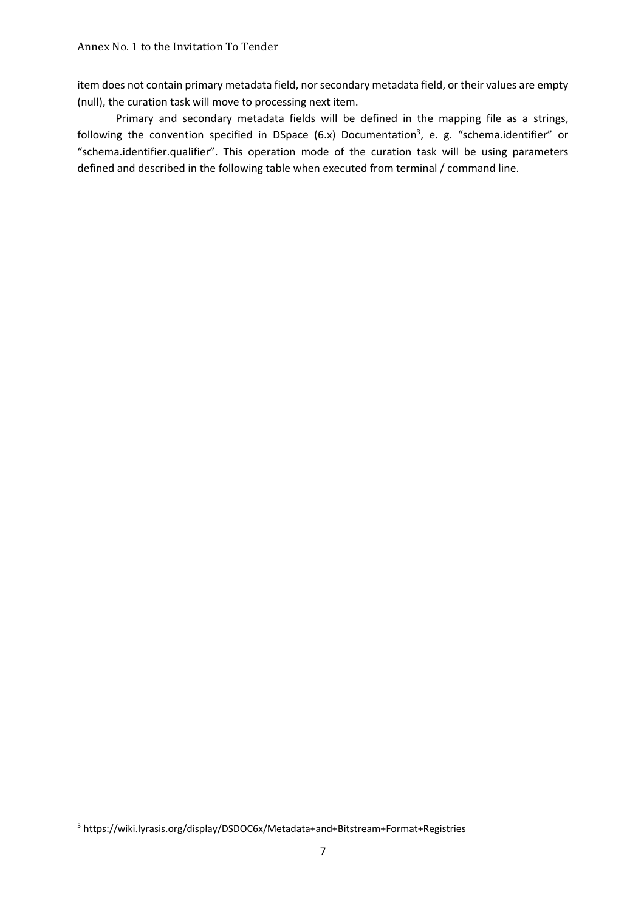item does not contain primary metadata field, nor secondary metadata field, or their values are empty (null), the curation task will move to processing next item.

Primary and secondary metadata fields will be defined in the mapping file as a strings, following the convention specified in DSpace (6.x) Documentation[3], e. g. “schema.identifier” or “schema.identifier.qualifier”. This operation mode of the curation task will be using parameters defined and described in the following table when executed from terminal / command line.

[3] https://wiki.lyrasis.org/display/DSDOC6x/Metadata+and+Bitstream+Format+Registries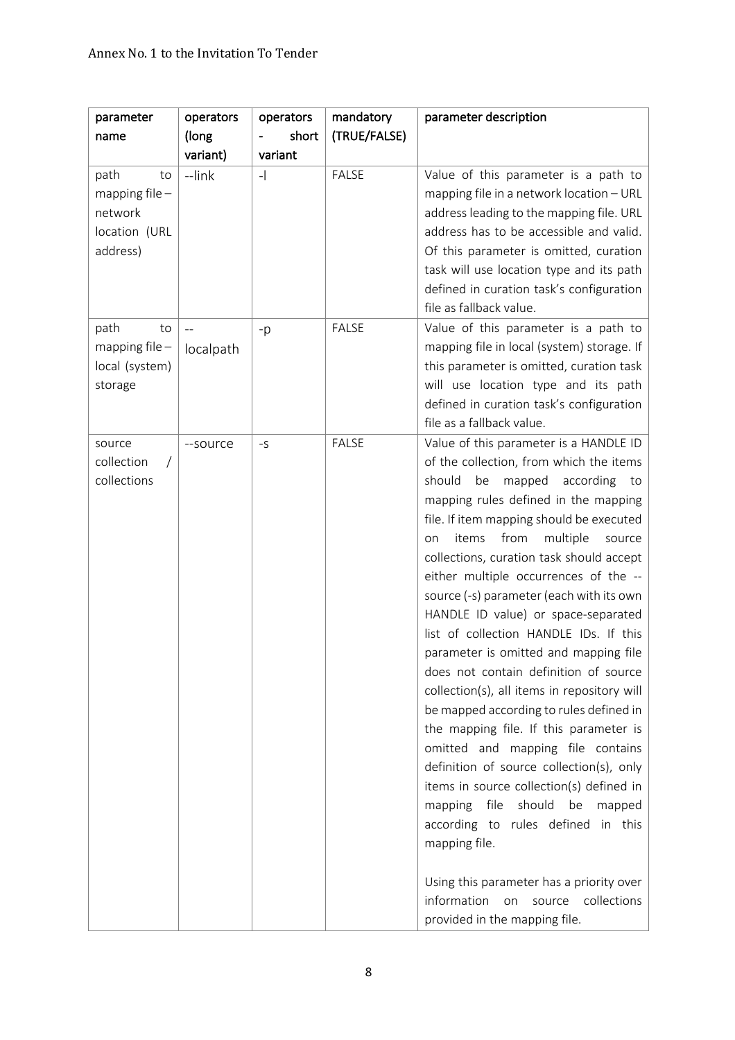| parameter name | operators (long variant) | operators - short variant | mandatory (TRUE/FALSE) | parameter description |
| --- | --- | --- | --- | --- |
| path to mapping file – network location (URL address) | --link | -l | FALSE | Value of this parameter is a path to mapping file in a network location – URL address leading to the mapping file. URL address has to be accessible and valid. Of this parameter is omitted, curation task will use location type and its path defined in curation task's configuration file as fallback value. |
| path to mapping file – local (system) storage | --localpath | -p | FALSE | Value of this parameter is a path to mapping file in local (system) storage. If this parameter is omitted, curation task will use location type and its path defined in curation task's configuration file as a fallback value. |
| source collection / collections | --source | -s | FALSE | Value of this parameter is a HANDLE ID of the collection, from which the items should be mapped according to mapping rules defined in the mapping file. If item mapping should be executed on items from multiple source collections, curation task should accept either multiple occurrences of the --source (-s) parameter (each with its own HANDLE ID value) or space-separated list of collection HANDLE IDs. If this parameter is omitted and mapping file does not contain definition of source collection(s), all items in repository will be mapped according to rules defined in the mapping file. If this parameter is omitted and mapping file contains definition of source collection(s), only items in source collection(s) defined in mapping file should be mapped according to rules defined in this mapping file.<br><br>Using this parameter has a priority over information on source collections provided in the mapping file. |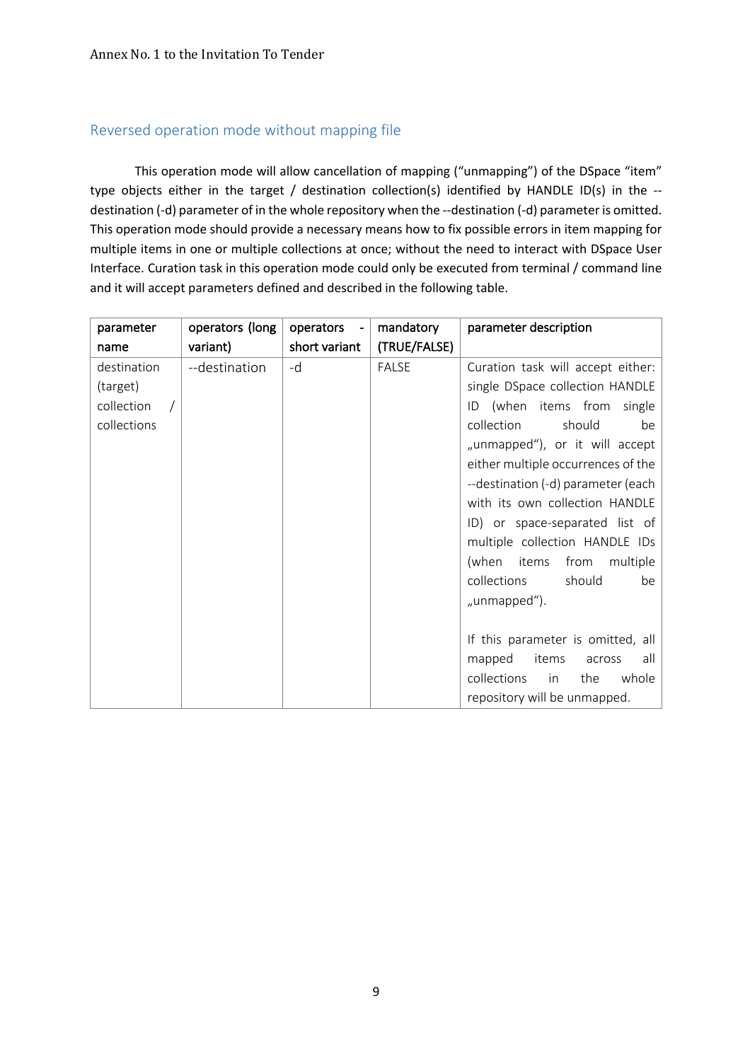## Reversed operation mode without mapping file

This operation mode will allow cancellation of mapping ("unmapping") of the DSpace "item" type objects either in the target / destination collection(s) identified by HANDLE ID(s) in the --destination (-d) parameter of in the whole repository when the --destination (-d) parameter is omitted. This operation mode should provide a necessary means how to fix possible errors in item mapping for multiple items in one or multiple collections at once; without the need to interact with DSpace User Interface. Curation task in this operation mode could only be executed from terminal / command line and it will accept parameters defined and described in the following table.

| parameter name | operators (long variant) | operators - short variant | mandatory (TRUE/FALSE) | parameter description |
|---|---|---|---|---|
| destination (target) collection / collections | --destination | -d | FALSE | Curation task will accept either: single DSpace collection HANDLE ID (when items from single collection should be „unmapped“), or it will accept either multiple occurrences of the --destination (-d) parameter (each with its own collection HANDLE ID) or space-separated list of multiple collection HANDLE IDs (when items from multiple collections should be „unmapped“).<br><br>If this parameter is omitted, all mapped items across all collections in the whole repository will be unmapped. |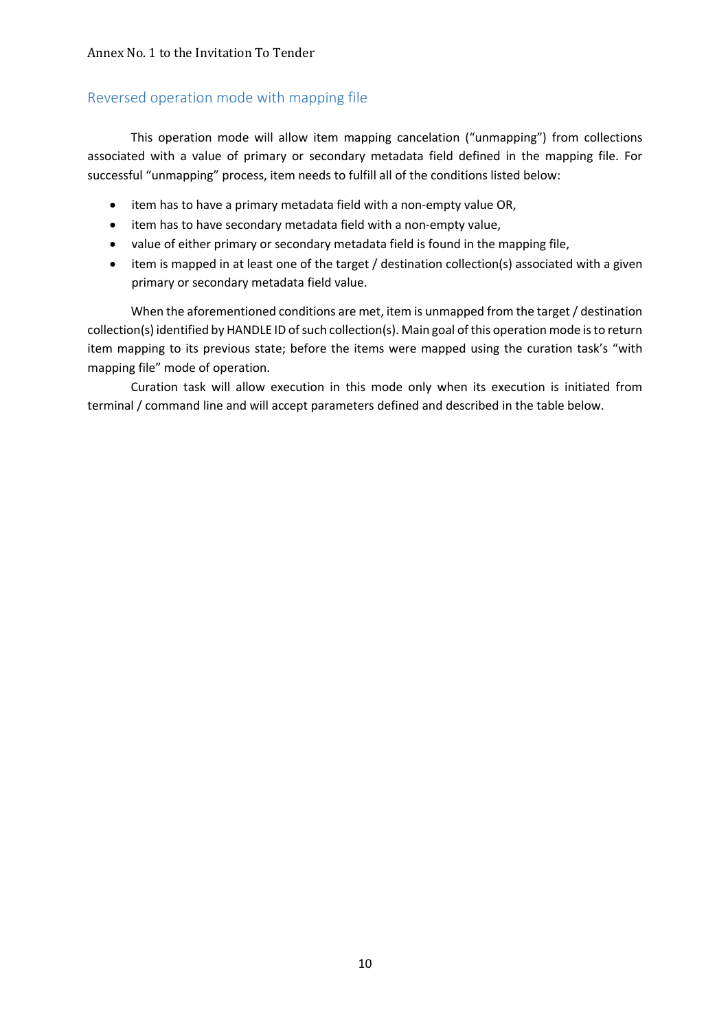## Reversed operation mode with mapping file

This operation mode will allow item mapping cancelation ("unmapping") from collections associated with a value of primary or secondary metadata field defined in the mapping file. For successful "unmapping" process, item needs to fulfill all of the conditions listed below:

- item has to have a primary metadata field with a non-empty value OR,
- item has to have secondary metadata field with a non-empty value,
- value of either primary or secondary metadata field is found in the mapping file,
- item is mapped in at least one of the target / destination collection(s) associated with a given primary or secondary metadata field value.

When the aforementioned conditions are met, item is unmapped from the target / destination collection(s) identified by HANDLE ID of such collection(s). Main goal of this operation mode is to return item mapping to its previous state; before the items were mapped using the curation task's "with mapping file" mode of operation.

Curation task will allow execution in this mode only when its execution is initiated from terminal / command line and will accept parameters defined and described in the table below.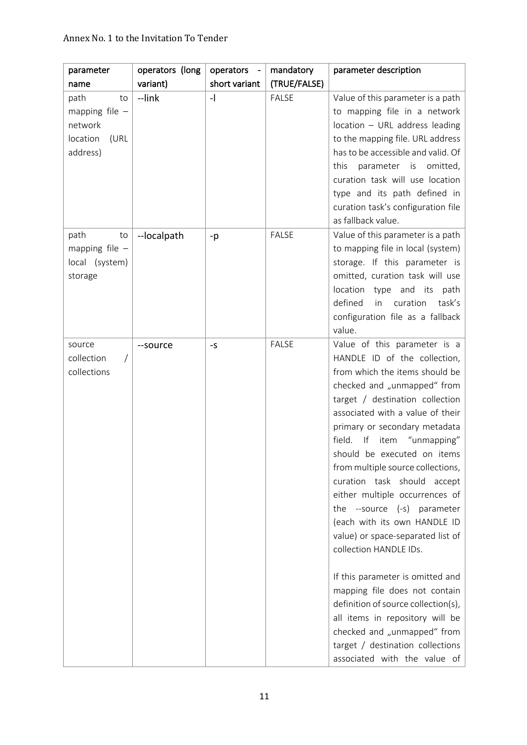| parameter name | operators (long variant) | operators - short variant | mandatory (TRUE/FALSE) | parameter description |
|---|---|---|---|---|
| path to mapping file – network location (URL address) | --link | -l | FALSE | Value of this parameter is a path to mapping file in a network location – URL address leading to the mapping file. URL address has to be accessible and valid. Of this parameter is omitted, curation task will use location type and its path defined in curation task's configuration file as fallback value. |
| path to mapping file – local (system) storage | --localpath | -p | FALSE | Value of this parameter is a path to mapping file in local (system) storage. If this parameter is omitted, curation task will use location type and its path defined in curation task's configuration file as a fallback value. |
| source collection / collections | --source | -s | FALSE | Value of this parameter is a HANDLE ID of the collection, from which the items should be checked and „unmapped" from target / destination collection associated with a value of their primary or secondary metadata field. If item "unmapping" should be executed on items from multiple source collections, curation task should accept either multiple occurrences of the --source (-s) parameter (each with its own HANDLE ID value) or space-separated list of collection HANDLE IDs.<br><br>If this parameter is omitted and mapping file does not contain definition of source collection(s), all items in repository will be checked and „unmapped" from target / destination collections associated with the value of |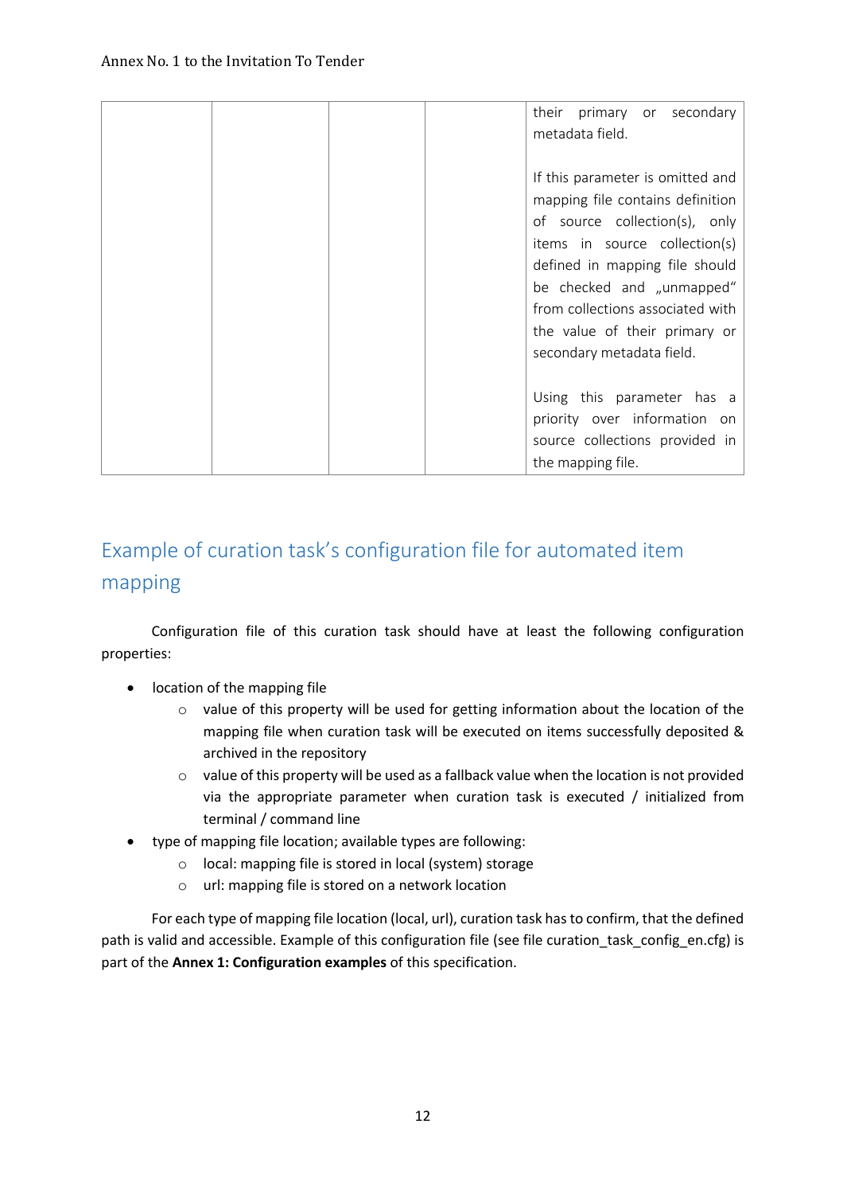| | | | | their primary or secondary metadata field.<br><br>If this parameter is omitted and mapping file contains definition of source collection(s), only items in source collection(s) defined in mapping file should be checked and „unmapped" from collections associated with the value of their primary or secondary metadata field.<br><br>Using this parameter has a priority over information on source collections provided in the mapping file. |
|---|---|---|---|---|

## Example of curation task's configuration file for automated item mapping

Configuration file of this curation task should have at least the following configuration properties:

- location of the mapping file
    - value of this property will be used for getting information about the location of the mapping file when curation task will be executed on items successfully deposited & archived in the repository
    - value of this property will be used as a fallback value when the location is not provided via the appropriate parameter when curation task is executed / initialized from terminal / command line
- type of mapping file location; available types are following:
    - local: mapping file is stored in local (system) storage
    - url: mapping file is stored on a network location

For each type of mapping file location (local, url), curation task has to confirm, that the defined path is valid and accessible. Example of this configuration file (see file curation_task_config_en.cfg) is part of the **Annex 1: Configuration examples** of this specification.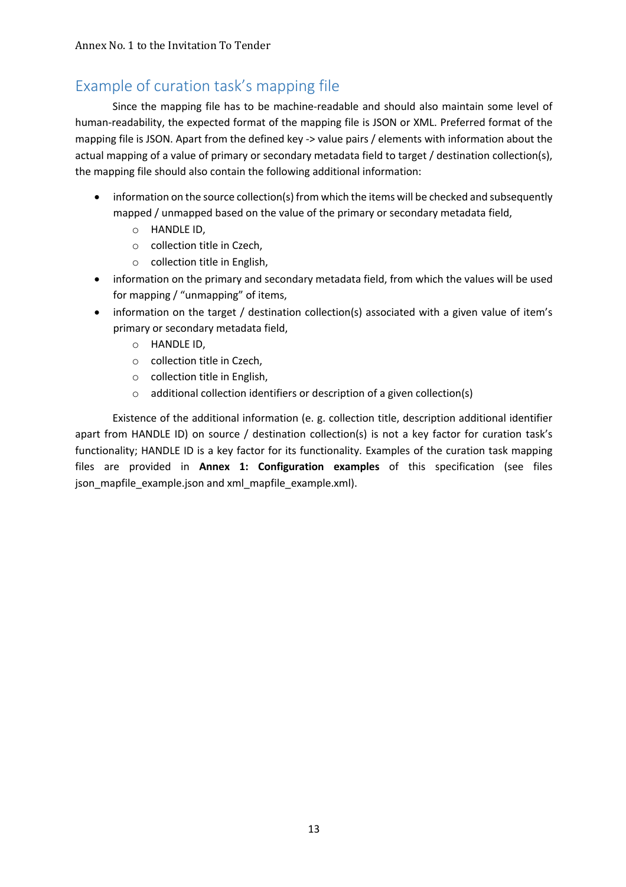## Example of curation task's mapping file

Since the mapping file has to be machine-readable and should also maintain some level of human-readability, the expected format of the mapping file is JSON or XML. Preferred format of the mapping file is JSON. Apart from the defined key -> value pairs / elements with information about the actual mapping of a value of primary or secondary metadata field to target / destination collection(s), the mapping file should also contain the following additional information:

- information on the source collection(s) from which the items will be checked and subsequently mapped / unmapped based on the value of the primary or secondary metadata field,
  - HANDLE ID,
  - collection title in Czech,
  - collection title in English,
- information on the primary and secondary metadata field, from which the values will be used for mapping / "unmapping" of items,
- information on the target / destination collection(s) associated with a given value of item's primary or secondary metadata field,
  - HANDLE ID,
  - collection title in Czech,
  - collection title in English,
  - additional collection identifiers or description of a given collection(s)

Existence of the additional information (e. g. collection title, description additional identifier apart from HANDLE ID) on source / destination collection(s) is not a key factor for curation task's functionality; HANDLE ID is a key factor for its functionality. Examples of the curation task mapping files are provided in **Annex 1: Configuration examples** of this specification (see files json_mapfile_example.json and xml_mapfile_example.xml).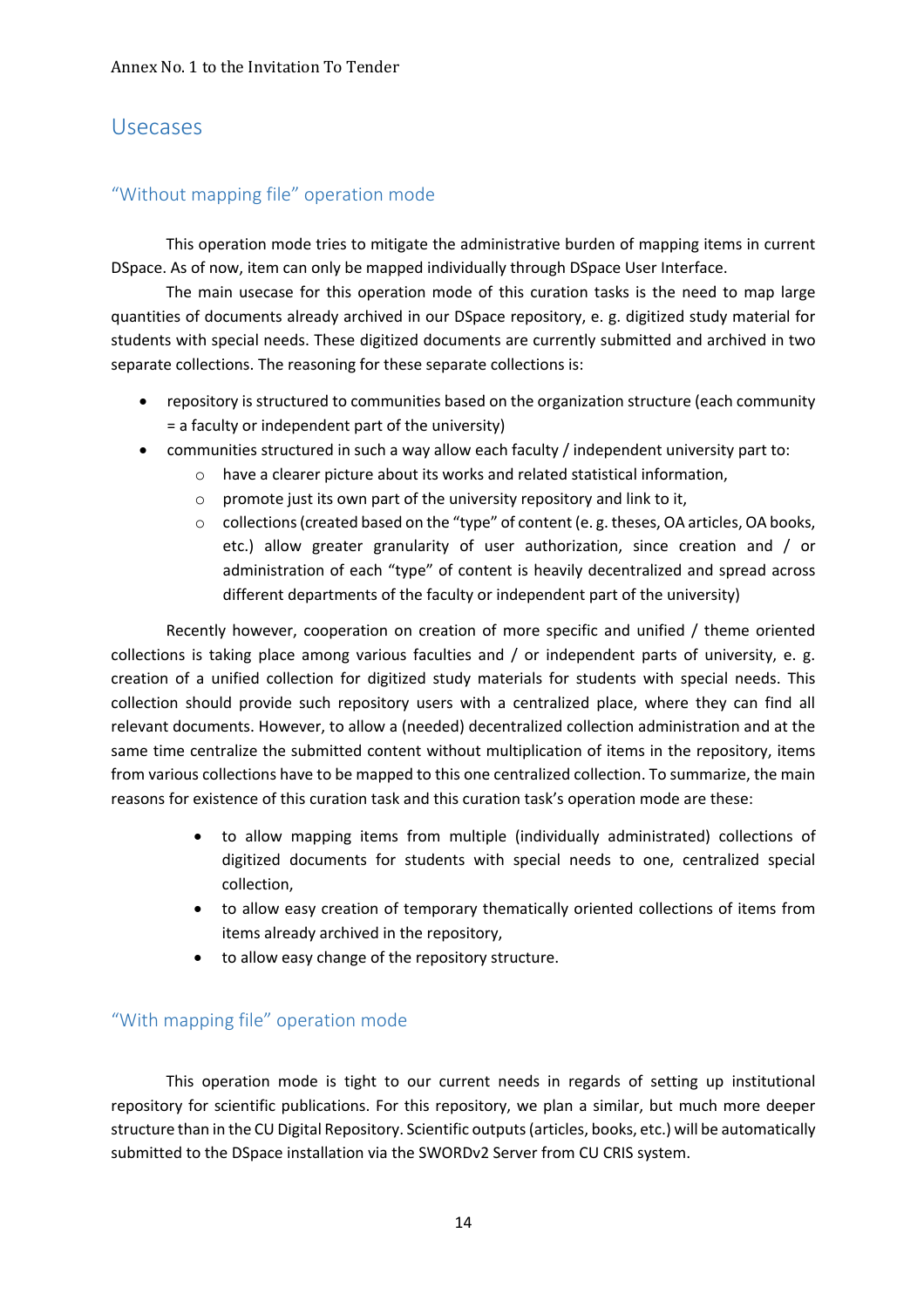# Usecases

## "Without mapping file" operation mode

This operation mode tries to mitigate the administrative burden of mapping items in current DSpace. As of now, item can only be mapped individually through DSpace User Interface.

The main usecase for this operation mode of this curation tasks is the need to map large quantities of documents already archived in our DSpace repository, e. g. digitized study material for students with special needs. These digitized documents are currently submitted and archived in two separate collections. The reasoning for these separate collections is:

- repository is structured to communities based on the organization structure (each community = a faculty or independent part of the university)
- communities structured in such a way allow each faculty / independent university part to:
  - have a clearer picture about its works and related statistical information,
  - promote just its own part of the university repository and link to it,
  - collections (created based on the "type" of content (e. g. theses, OA articles, OA books, etc.) allow greater granularity of user authorization, since creation and / or administration of each "type" of content is heavily decentralized and spread across different departments of the faculty or independent part of the university)

Recently however, cooperation on creation of more specific and unified / theme oriented collections is taking place among various faculties and / or independent parts of university, e. g. creation of a unified collection for digitized study materials for students with special needs. This collection should provide such repository users with a centralized place, where they can find all relevant documents. However, to allow a (needed) decentralized collection administration and at the same time centralize the submitted content without multiplication of items in the repository, items from various collections have to be mapped to this one centralized collection. To summarize, the main reasons for existence of this curation task and this curation task's operation mode are these:

- to allow mapping items from multiple (individually administrated) collections of digitized documents for students with special needs to one, centralized special collection,
- to allow easy creation of temporary thematically oriented collections of items from items already archived in the repository,
- to allow easy change of the repository structure.

## "With mapping file" operation mode

This operation mode is tight to our current needs in regards of setting up institutional repository for scientific publications. For this repository, we plan a similar, but much more deeper structure than in the CU Digital Repository. Scientific outputs (articles, books, etc.) will be automatically submitted to the DSpace installation via the SWORDv2 Server from CU CRIS system.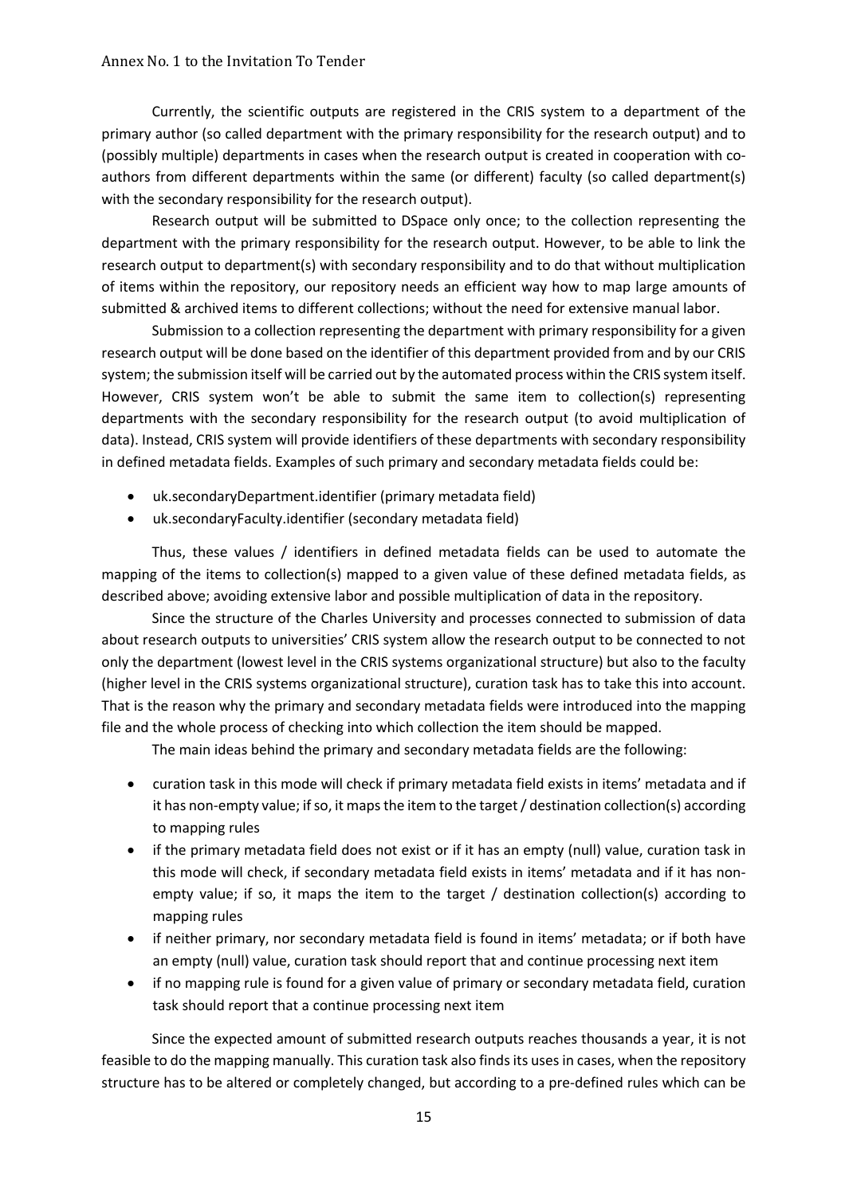Currently, the scientific outputs are registered in the CRIS system to a department of the primary author (so called department with the primary responsibility for the research output) and to (possibly multiple) departments in cases when the research output is created in cooperation with co-authors from different departments within the same (or different) faculty (so called department(s) with the secondary responsibility for the research output).

Research output will be submitted to DSpace only once; to the collection representing the department with the primary responsibility for the research output. However, to be able to link the research output to department(s) with secondary responsibility and to do that without multiplication of items within the repository, our repository needs an efficient way how to map large amounts of submitted & archived items to different collections; without the need for extensive manual labor.

Submission to a collection representing the department with primary responsibility for a given research output will be done based on the identifier of this department provided from and by our CRIS system; the submission itself will be carried out by the automated process within the CRIS system itself. However, CRIS system won't be able to submit the same item to collection(s) representing departments with the secondary responsibility for the research output (to avoid multiplication of data). Instead, CRIS system will provide identifiers of these departments with secondary responsibility in defined metadata fields. Examples of such primary and secondary metadata fields could be:

- uk.secondaryDepartment.identifier (primary metadata field)
- uk.secondaryFaculty.identifier (secondary metadata field)

Thus, these values / identifiers in defined metadata fields can be used to automate the mapping of the items to collection(s) mapped to a given value of these defined metadata fields, as described above; avoiding extensive labor and possible multiplication of data in the repository.

Since the structure of the Charles University and processes connected to submission of data about research outputs to universities' CRIS system allow the research output to be connected to not only the department (lowest level in the CRIS systems organizational structure) but also to the faculty (higher level in the CRIS systems organizational structure), curation task has to take this into account. That is the reason why the primary and secondary metadata fields were introduced into the mapping file and the whole process of checking into which collection the item should be mapped.

The main ideas behind the primary and secondary metadata fields are the following:

- curation task in this mode will check if primary metadata field exists in items' metadata and if it has non-empty value; if so, it maps the item to the target / destination collection(s) according to mapping rules
- if the primary metadata field does not exist or if it has an empty (null) value, curation task in this mode will check, if secondary metadata field exists in items' metadata and if it has non-empty value; if so, it maps the item to the target / destination collection(s) according to mapping rules
- if neither primary, nor secondary metadata field is found in items' metadata; or if both have an empty (null) value, curation task should report that and continue processing next item
- if no mapping rule is found for a given value of primary or secondary metadata field, curation task should report that a continue processing next item

Since the expected amount of submitted research outputs reaches thousands a year, it is not feasible to do the mapping manually. This curation task also finds its uses in cases, when the repository structure has to be altered or completely changed, but according to a pre-defined rules which can be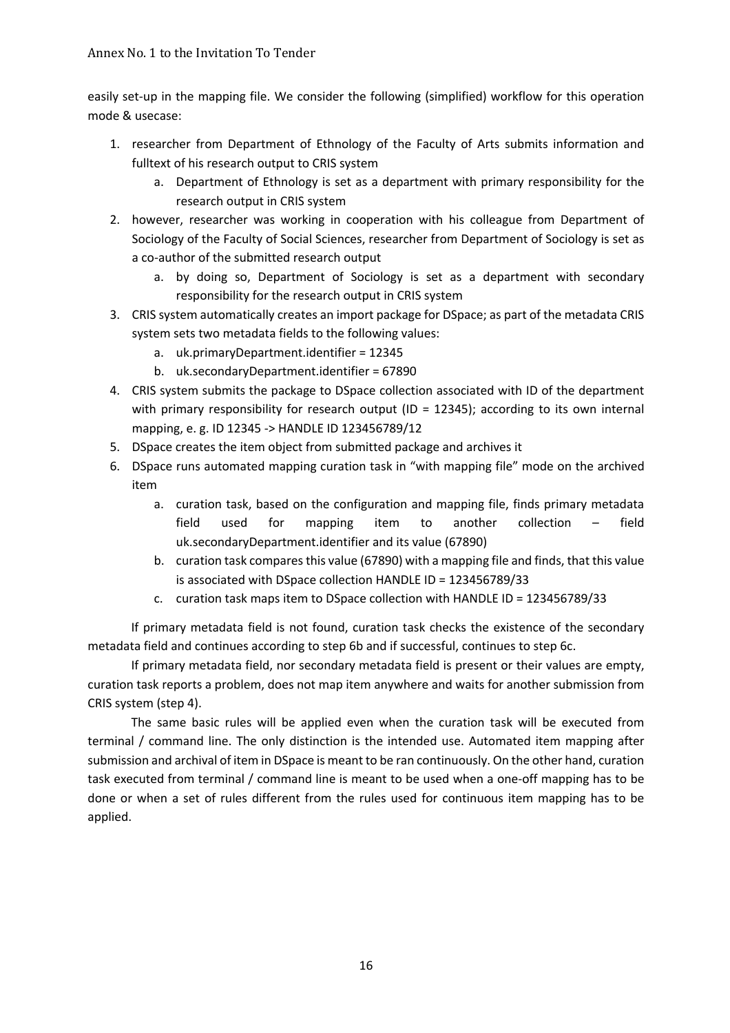easily set-up in the mapping file. We consider the following (simplified) workflow for this operation mode & usecase:

1. researcher from Department of Ethnology of the Faculty of Arts submits information and fulltext of his research output to CRIS system
   a. Department of Ethnology is set as a department with primary responsibility for the research output in CRIS system
2. however, researcher was working in cooperation with his colleague from Department of Sociology of the Faculty of Social Sciences, researcher from Department of Sociology is set as a co-author of the submitted research output
   a. by doing so, Department of Sociology is set as a department with secondary responsibility for the research output in CRIS system
3. CRIS system automatically creates an import package for DSpace; as part of the metadata CRIS system sets two metadata fields to the following values:
   a. uk.primaryDepartment.identifier = 12345
   b. uk.secondaryDepartment.identifier = 67890
4. CRIS system submits the package to DSpace collection associated with ID of the department with primary responsibility for research output (ID = 12345); according to its own internal mapping, e. g. ID 12345 -> HANDLE ID 123456789/12
5. DSpace creates the item object from submitted package and archives it
6. DSpace runs automated mapping curation task in "with mapping file" mode on the archived item
   a. curation task, based on the configuration and mapping file, finds primary metadata field used for mapping item to another collection – field uk.secondaryDepartment.identifier and its value (67890)
   b. curation task compares this value (67890) with a mapping file and finds, that this value is associated with DSpace collection HANDLE ID = 123456789/33
   c. curation task maps item to DSpace collection with HANDLE ID = 123456789/33

If primary metadata field is not found, curation task checks the existence of the secondary metadata field and continues according to step 6b and if successful, continues to step 6c.

If primary metadata field, nor secondary metadata field is present or their values are empty, curation task reports a problem, does not map item anywhere and waits for another submission from CRIS system (step 4).

The same basic rules will be applied even when the curation task will be executed from terminal / command line. The only distinction is the intended use. Automated item mapping after submission and archival of item in DSpace is meant to be ran continuously. On the other hand, curation task executed from terminal / command line is meant to be used when a one-off mapping has to be done or when a set of rules different from the rules used for continuous item mapping has to be applied.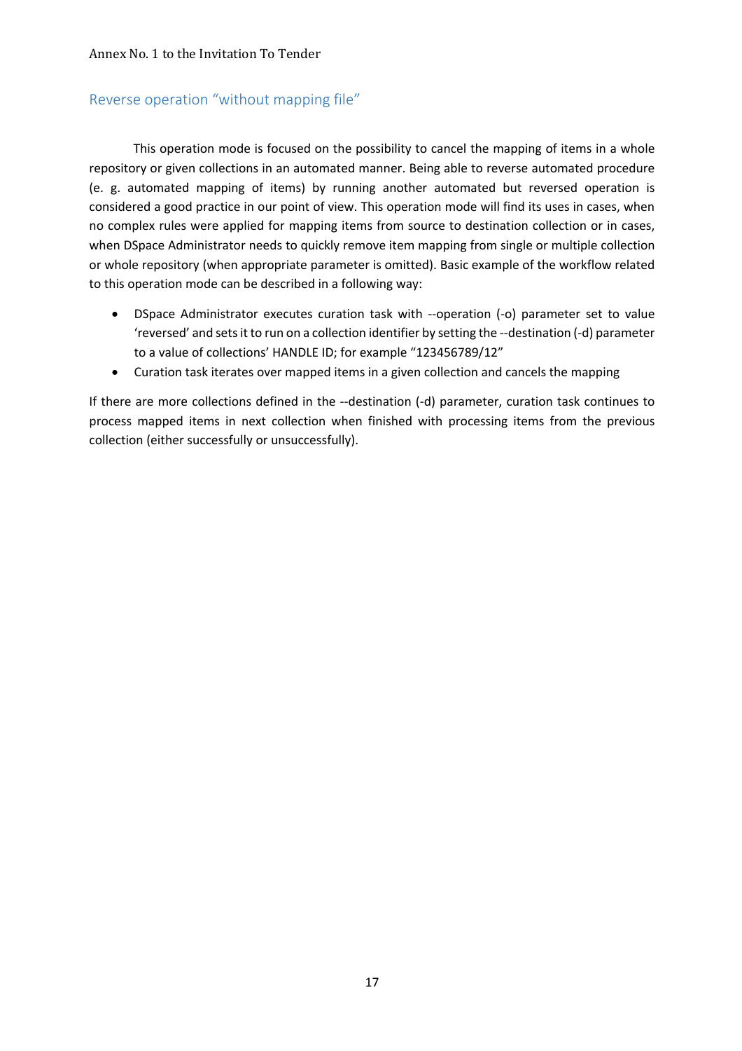## Reverse operation "without mapping file"

This operation mode is focused on the possibility to cancel the mapping of items in a whole repository or given collections in an automated manner. Being able to reverse automated procedure (e. g. automated mapping of items) by running another automated but reversed operation is considered a good practice in our point of view. This operation mode will find its uses in cases, when no complex rules were applied for mapping items from source to destination collection or in cases, when DSpace Administrator needs to quickly remove item mapping from single or multiple collection or whole repository (when appropriate parameter is omitted). Basic example of the workflow related to this operation mode can be described in a following way:

- DSpace Administrator executes curation task with --operation (-o) parameter set to value 'reversed' and sets it to run on a collection identifier by setting the --destination (-d) parameter to a value of collections' HANDLE ID; for example "123456789/12"
- Curation task iterates over mapped items in a given collection and cancels the mapping

If there are more collections defined in the --destination (-d) parameter, curation task continues to process mapped items in next collection when finished with processing items from the previous collection (either successfully or unsuccessfully).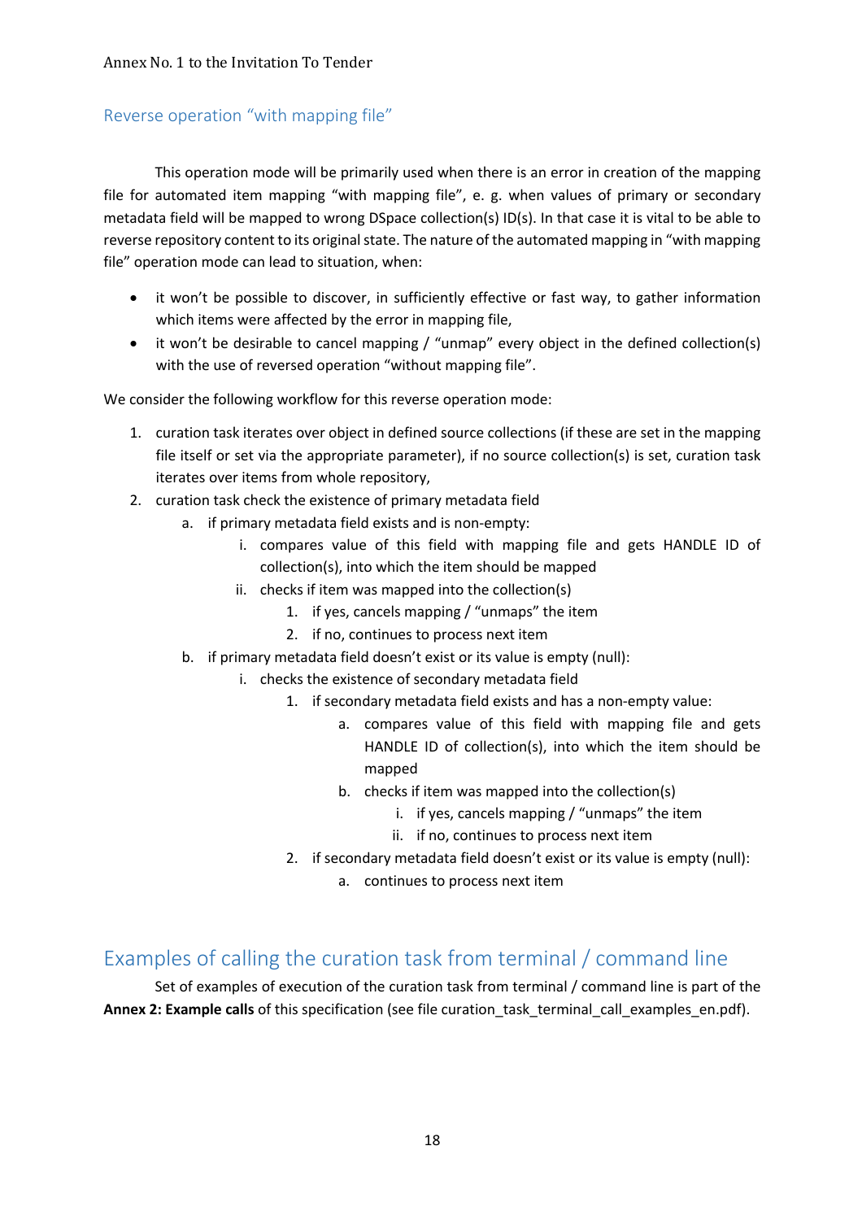### Reverse operation "with mapping file"

This operation mode will be primarily used when there is an error in creation of the mapping file for automated item mapping "with mapping file", e. g. when values of primary or secondary metadata field will be mapped to wrong DSpace collection(s) ID(s). In that case it is vital to be able to reverse repository content to its original state. The nature of the automated mapping in "with mapping file" operation mode can lead to situation, when:

- it won't be possible to discover, in sufficiently effective or fast way, to gather information which items were affected by the error in mapping file,
- it won't be desirable to cancel mapping / "unmap" every object in the defined collection(s) with the use of reversed operation "without mapping file".

We consider the following workflow for this reverse operation mode:

1. curation task iterates over object in defined source collections (if these are set in the mapping file itself or set via the appropriate parameter), if no source collection(s) is set, curation task iterates over items from whole repository,
2. curation task check the existence of primary metadata field
   a. if primary metadata field exists and is non-empty:
      i. compares value of this field with mapping file and gets HANDLE ID of collection(s), into which the item should be mapped
      ii. checks if item was mapped into the collection(s)
         1. if yes, cancels mapping / "unmaps" the item
         2. if no, continues to process next item
   b. if primary metadata field doesn't exist or its value is empty (null):
      i. checks the existence of secondary metadata field
         1. if secondary metadata field exists and has a non-empty value:
            a. compares value of this field with mapping file and gets HANDLE ID of collection(s), into which the item should be mapped
            b. checks if item was mapped into the collection(s)
               i. if yes, cancels mapping / "unmaps" the item
               ii. if no, continues to process next item
         2. if secondary metadata field doesn't exist or its value is empty (null):
            a. continues to process next item

## Examples of calling the curation task from terminal / command line

Set of examples of execution of the curation task from terminal / command line is part of the **Annex 2: Example calls** of this specification (see file curation_task_terminal_call_examples_en.pdf).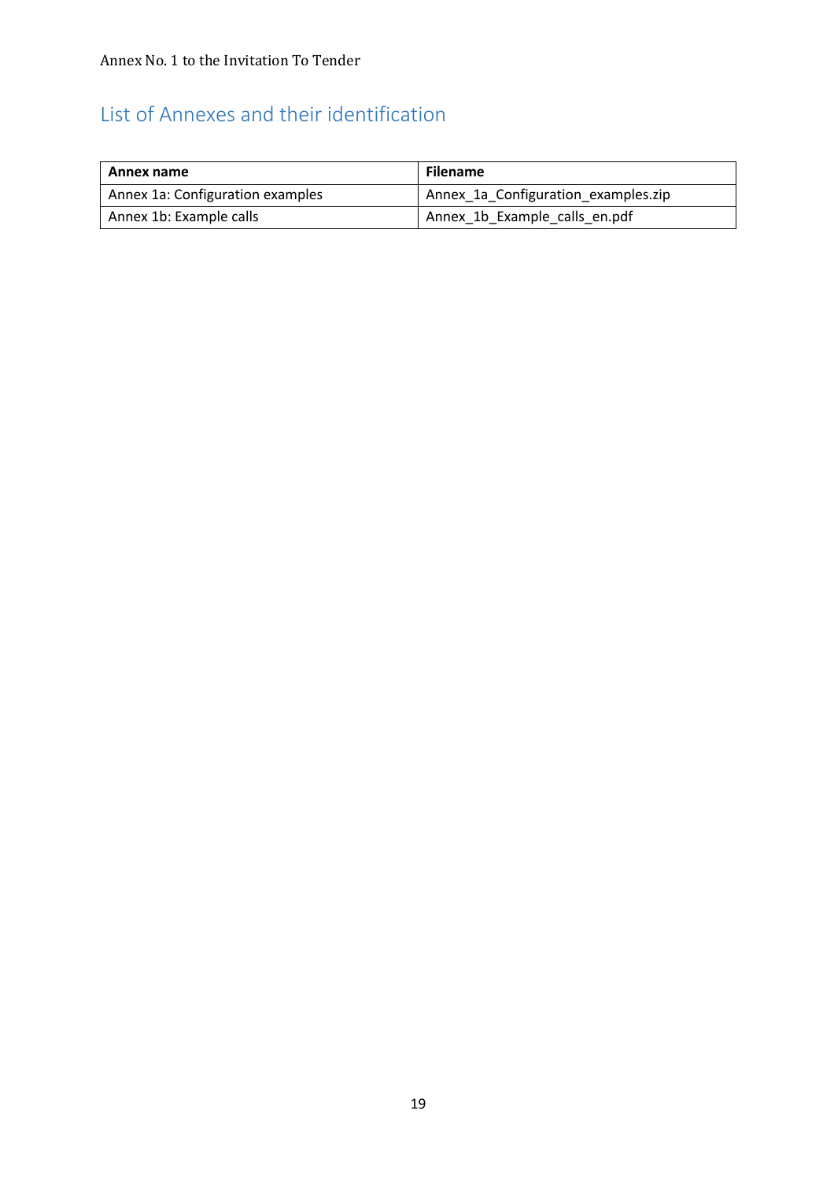Annex No. 1 to the Invitation To Tender

## List of Annexes and their identification

| Annex name | Filename |
| --- | --- |
| Annex 1a: Configuration examples | Annex_1a_Configuration_examples.zip |
| Annex 1b: Example calls | Annex_1b_Example_calls_en.pdf |